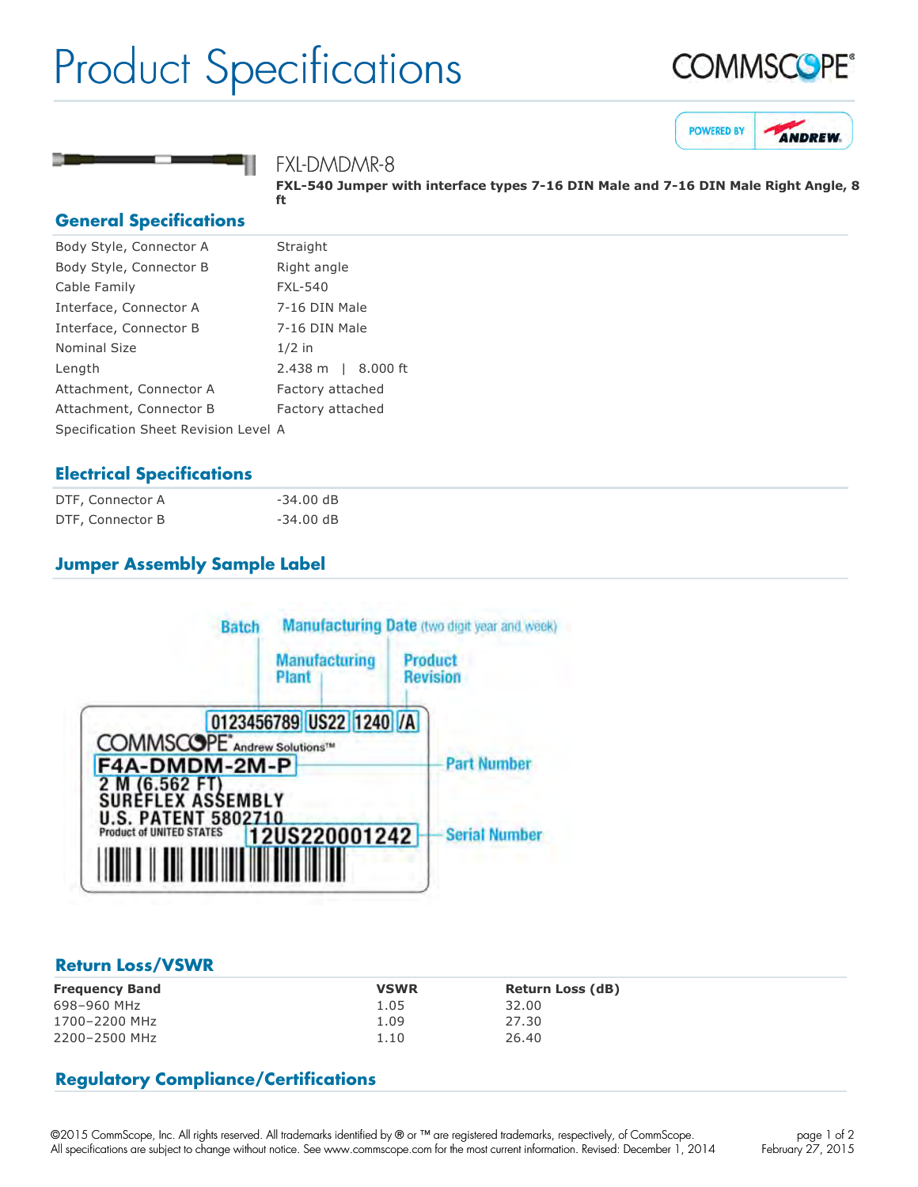# Product Specifications

## FXL-DMDMR-8

**FXL-540 Jumper with interface types 7-16 DIN Male and 7-16 DIN Male Right Angle, 8 ft**

## General Specifications

| | |
|---|---|
| Body Style, Connector A | Straight |
| Body Style, Connector B | Right angle |
| Cable Family | FXL-540 |
| Interface, Connector A | 7-16 DIN Male |
| Interface, Connector B | 7-16 DIN Male |
| Nominal Size | 1/2 in |
| Length | 2.438 m \| 8.000 ft |
| Attachment, Connector A | Factory attached |
| Attachment, Connector B | Factory attached |
| Specification Sheet Revision Level | A |

## Electrical Specifications

| | |
|---|---|
| DTF, Connector A | -34.00 dB |
| DTF, Connector B | -34.00 dB |

## Jumper Assembly Sample Label

Batch | Manufacturing Date (two digit year and week) | Manufacturing Plant | Product Revision

0123456789 US22 1240 /A

COMMSCOPE Andrew Solutions™

F4A-DMDM-2M-P — Part Number

2 M (6.562 FT)
SUREFLEX ASSEMBLY
U.S. PATENT 5802710
Product of UNITED STATES

12US220001242 — Serial Number

## Return Loss/VSWR

| Frequency Band | VSWR | Return Loss (dB) |
|---|---|---|
| 698–960 MHz | 1.05 | 32.00 |
| 1700–2200 MHz | 1.09 | 27.30 |
| 2200–2500 MHz | 1.10 | 26.40 |

## Regulatory Compliance/Certifications

©2015 CommScope, Inc. All rights reserved. All trademarks identified by ® or ™ are registered trademarks, respectively, of CommScope. All specifications are subject to change without notice. See www.commscope.com for the most current information. Revised: December 1, 2014

February 27, 2015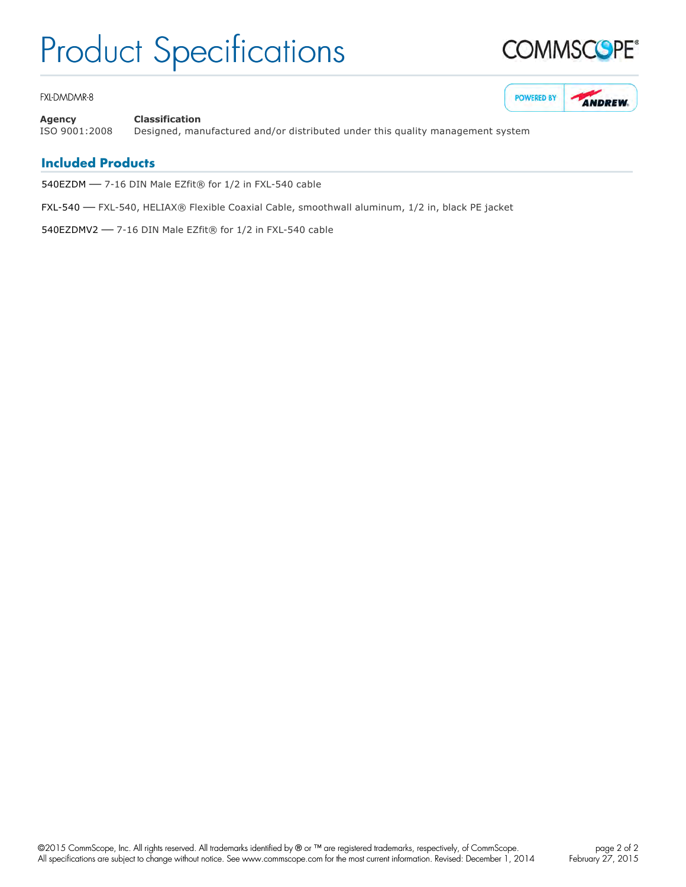FXL-DMDMR-8

| Agency | Classification |
| --- | --- |
| ISO 9001:2008 | Designed, manufactured and/or distributed under this quality management system |

## Included Products

540EZDM — 7-16 DIN Male EZfit® for 1/2 in FXL-540 cable

FXL-540 — FXL-540, HELIAX® Flexible Coaxial Cable, smoothwall aluminum, 1/2 in, black PE jacket

540EZDMV2 — 7-16 DIN Male EZfit® for 1/2 in FXL-540 cable

©2015 CommScope, Inc. All rights reserved. All trademarks identified by ® or ™ are registered trademarks, respectively, of CommScope.
All specifications are subject to change without notice. See www.commscope.com for the most current information. Revised: December 1, 2014

February 27, 2015